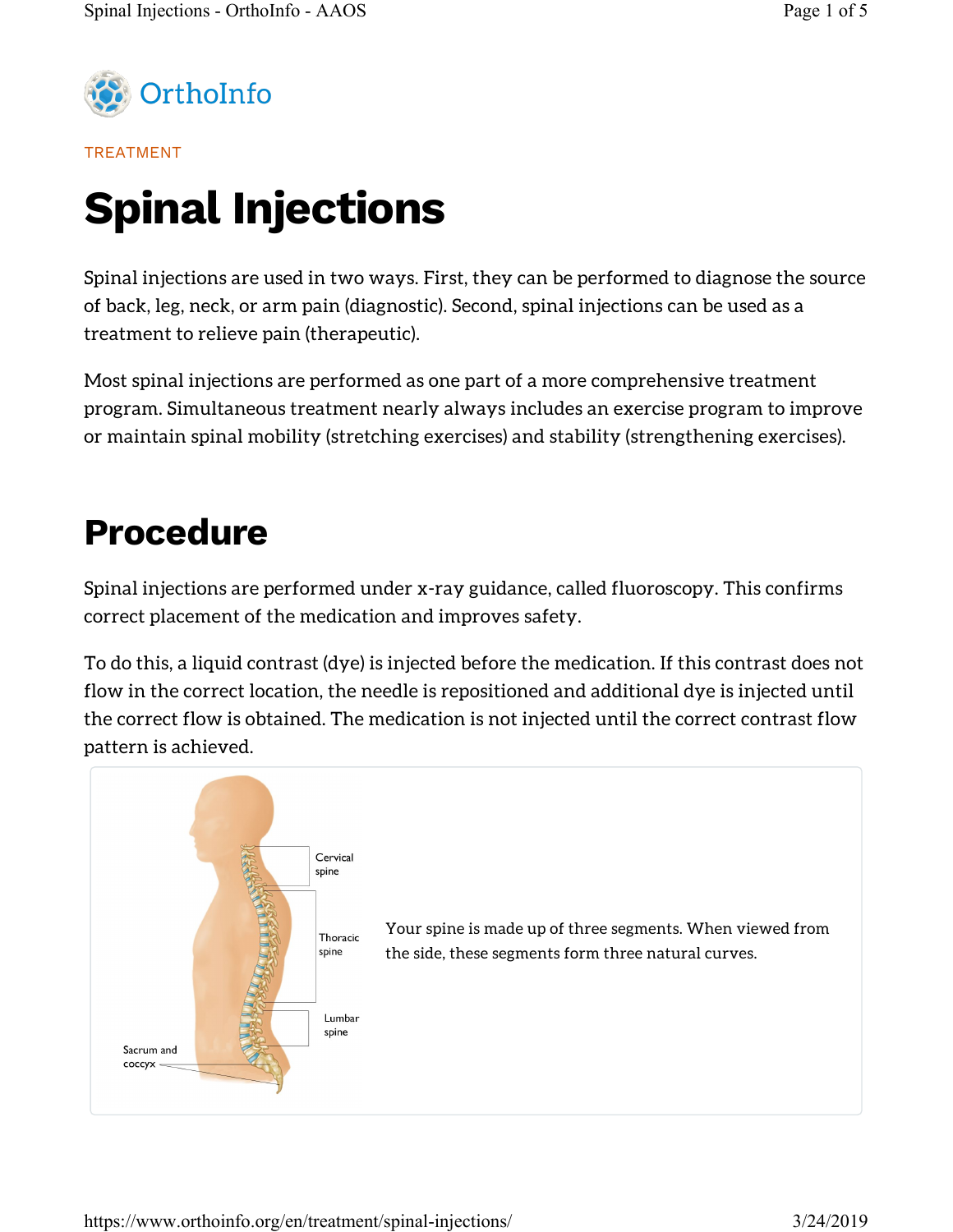OrthoInfo

TREATMENT

# Spinal Injections

Spinal injections are used in two ways. First, they can be performed to diagnose the source of back, leg, neck, or arm pain (diagnostic). Second, spinal injections can be used as a treatment to relieve pain (therapeutic).

Most spinal injections are performed as one part of a more comprehensive treatment program. Simultaneous treatment nearly always includes an exercise program to improve or maintain spinal mobility (stretching exercises) and stability (strengthening exercises).

## Procedure

Spinal injections are performed under x-ray guidance, called fluoroscopy. This confirms correct placement of the medication and improves safety.

To do this, a liquid contrast (dye) is injected before the medication. If this contrast does not flow in the correct location, the needle is repositioned and additional dye is injected until the correct flow is obtained. The medication is not injected until the correct contrast flow pattern is achieved.

Your spine is made up of three segments. When viewed from the side, these segments form three natural curves.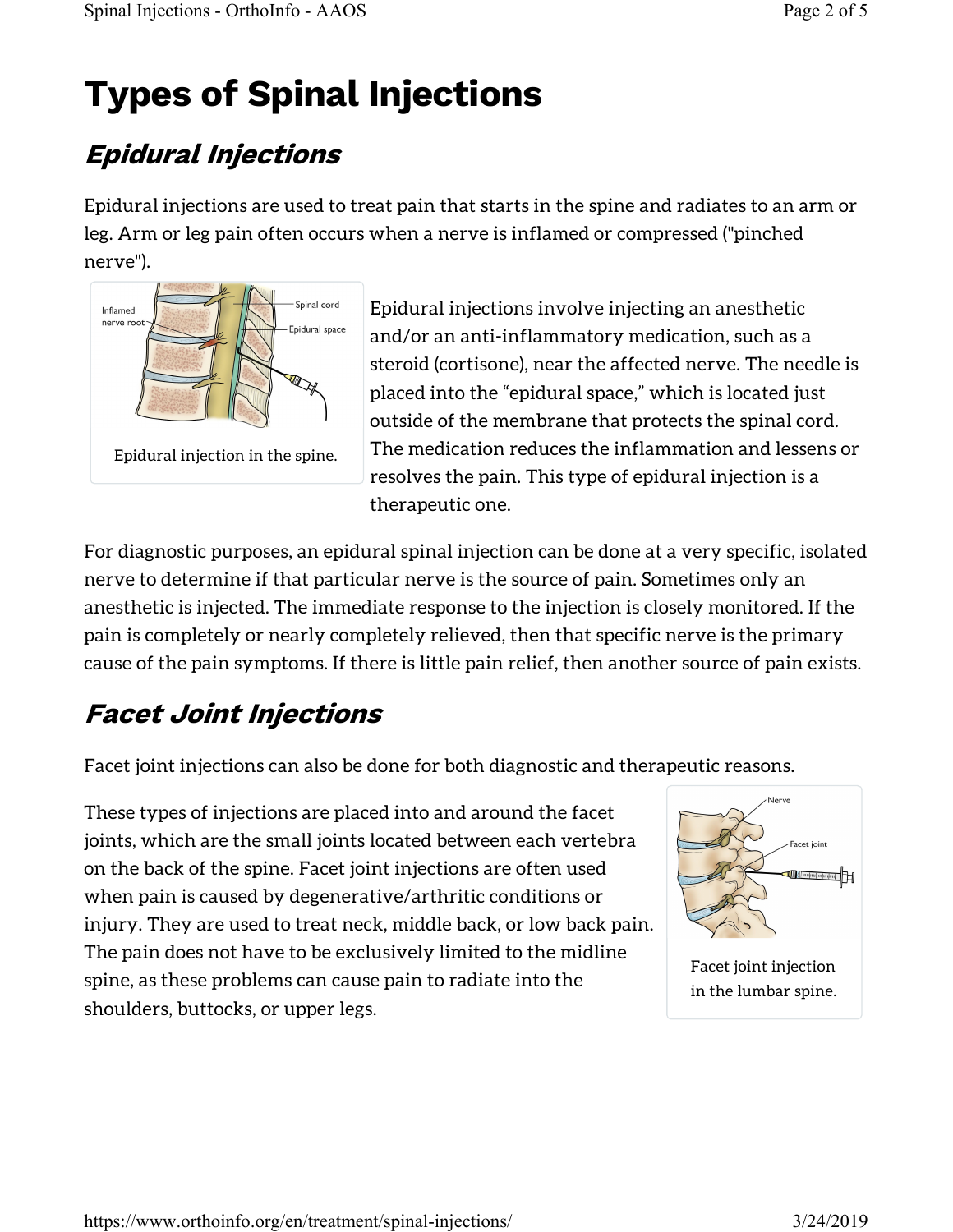# Types of Spinal Injections

## *Epidural Injections*

Epidural injections are used to treat pain that starts in the spine and radiates to an arm or leg. Arm or leg pain often occurs when a nerve is inflamed or compressed ("pinched nerve").

Epidural injection in the spine.

Epidural injections involve injecting an anesthetic and/or an anti-inflammatory medication, such as a steroid (cortisone), near the affected nerve. The needle is placed into the "epidural space," which is located just outside of the membrane that protects the spinal cord. The medication reduces the inflammation and lessens or resolves the pain. This type of epidural injection is a therapeutic one.

For diagnostic purposes, an epidural spinal injection can be done at a very specific, isolated nerve to determine if that particular nerve is the source of pain. Sometimes only an anesthetic is injected. The immediate response to the injection is closely monitored. If the pain is completely or nearly completely relieved, then that specific nerve is the primary cause of the pain symptoms. If there is little pain relief, then another source of pain exists.

## *Facet Joint Injections*

Facet joint injections can also be done for both diagnostic and therapeutic reasons.

These types of injections are placed into and around the facet joints, which are the small joints located between each vertebra on the back of the spine. Facet joint injections are often used when pain is caused by degenerative/arthritic conditions or injury. They are used to treat neck, middle back, or low back pain. The pain does not have to be exclusively limited to the midline spine, as these problems can cause pain to radiate into the shoulders, buttocks, or upper legs.

Facet joint injection in the lumbar spine.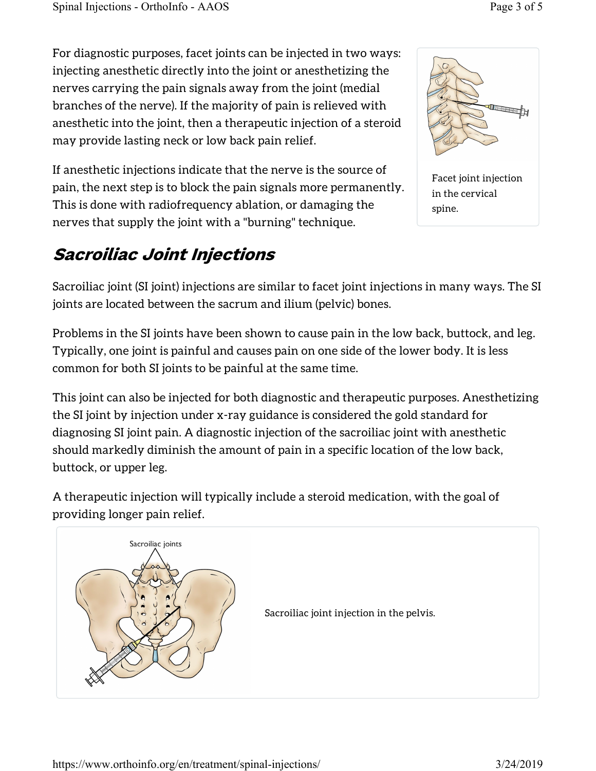For diagnostic purposes, facet joints can be injected in two ways: injecting anesthetic directly into the joint or anesthetizing the nerves carrying the pain signals away from the joint (medial branches of the nerve). If the majority of pain is relieved with anesthetic into the joint, then a therapeutic injection of a steroid may provide lasting neck or low back pain relief.

If anesthetic injections indicate that the nerve is the source of pain, the next step is to block the pain signals more permanently. This is done with radiofrequency ablation, or damaging the nerves that supply the joint with a "burning" technique.

Facet joint injection in the cervical spine.

## *Sacroiliac Joint Injections*

Sacroiliac joint (SI joint) injections are similar to facet joint injections in many ways. The SI joints are located between the sacrum and ilium (pelvic) bones.

Problems in the SI joints have been shown to cause pain in the low back, buttock, and leg. Typically, one joint is painful and causes pain on one side of the lower body. It is less common for both SI joints to be painful at the same time.

This joint can also be injected for both diagnostic and therapeutic purposes. Anesthetizing the SI joint by injection under x-ray guidance is considered the gold standard for diagnosing SI joint pain. A diagnostic injection of the sacroiliac joint with anesthetic should markedly diminish the amount of pain in a specific location of the low back, buttock, or upper leg.

A therapeutic injection will typically include a steroid medication, with the goal of providing longer pain relief.

Sacroiliac joint injection in the pelvis.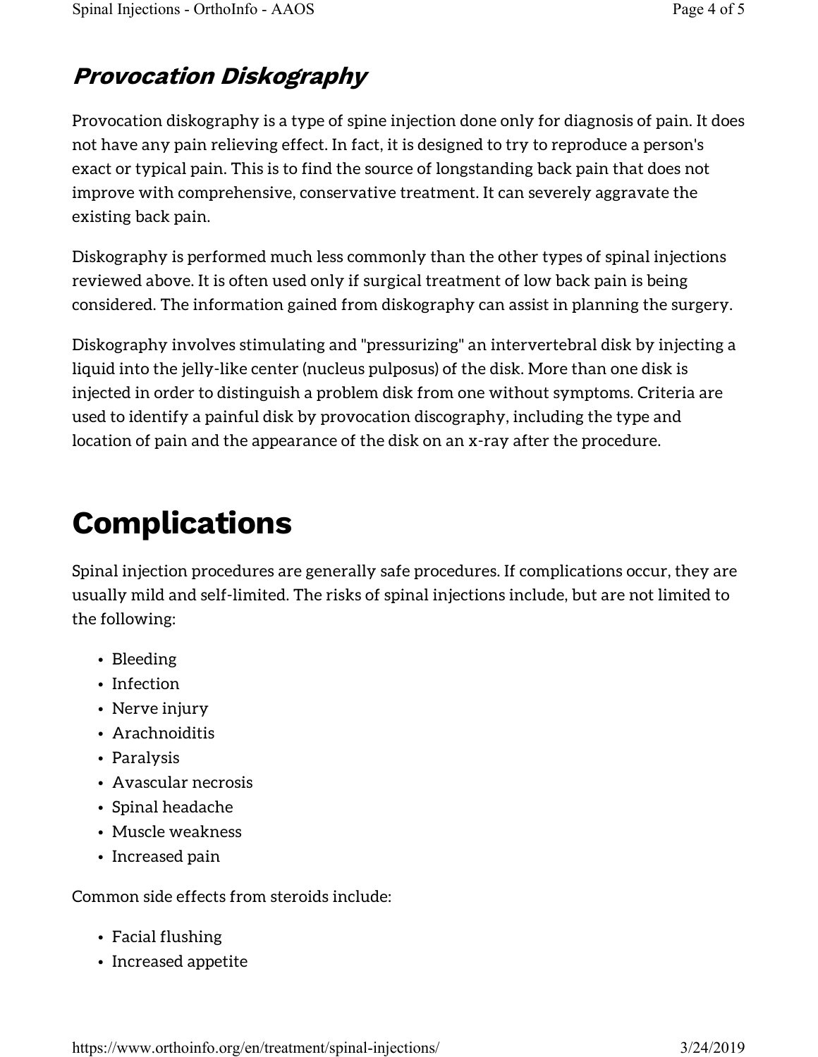### *Provocation Diskography*

Provocation diskography is a type of spine injection done only for diagnosis of pain. It does not have any pain relieving effect. In fact, it is designed to try to reproduce a person's exact or typical pain. This is to find the source of longstanding back pain that does not improve with comprehensive, conservative treatment. It can severely aggravate the existing back pain.

Diskography is performed much less commonly than the other types of spinal injections reviewed above. It is often used only if surgical treatment of low back pain is being considered. The information gained from diskography can assist in planning the surgery.

Diskography involves stimulating and "pressurizing" an intervertebral disk by injecting a liquid into the jelly-like center (nucleus pulposus) of the disk. More than one disk is injected in order to distinguish a problem disk from one without symptoms. Criteria are used to identify a painful disk by provocation discography, including the type and location of pain and the appearance of the disk on an x-ray after the procedure.

## Complications

Spinal injection procedures are generally safe procedures. If complications occur, they are usually mild and self-limited. The risks of spinal injections include, but are not limited to the following:

- Bleeding
- Infection
- Nerve injury
- Arachnoiditis
- Paralysis
- Avascular necrosis
- Spinal headache
- Muscle weakness
- Increased pain

Common side effects from steroids include:

- Facial flushing
- Increased appetite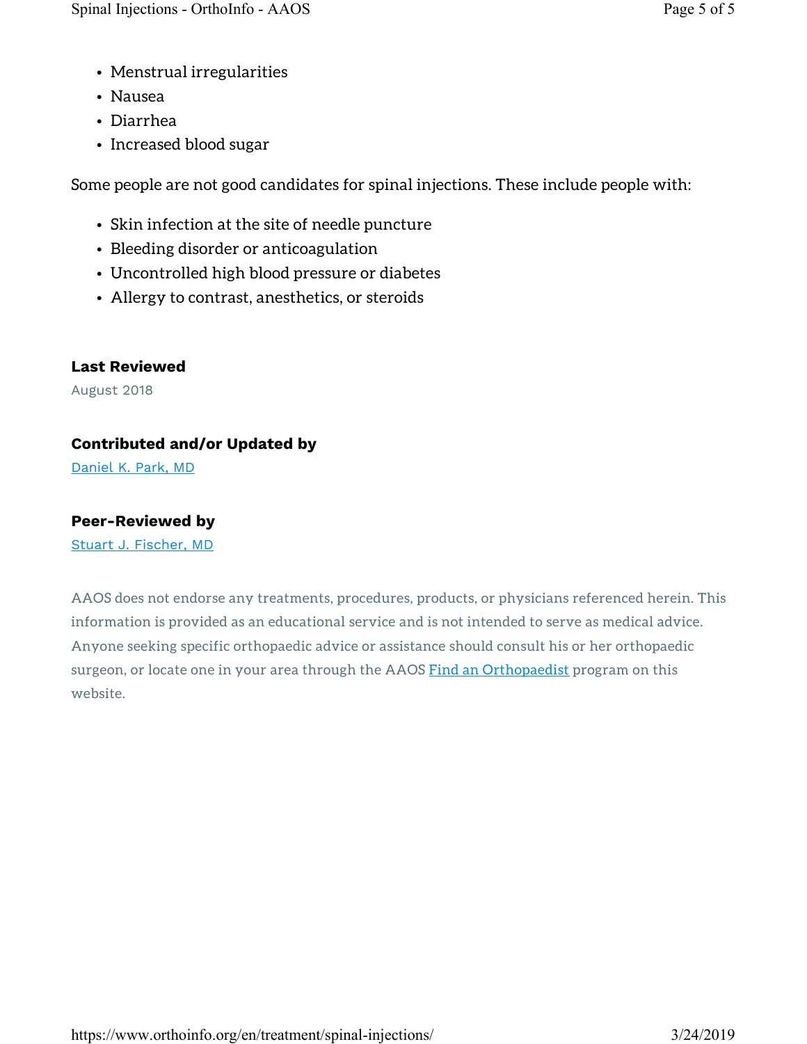- Menstrual irregularities
- Nausea
- Diarrhea
- Increased blood sugar

Some people are not good candidates for spinal injections. These include people with:

- Skin infection at the site of needle puncture
- Bleeding disorder or anticoagulation
- Uncontrolled high blood pressure or diabetes
- Allergy to contrast, anesthetics, or steroids

**Last Reviewed**

August 2018

**Contributed and/or Updated by**

Daniel K. Park, MD

**Peer-Reviewed by**

Stuart J. Fischer, MD

AAOS does not endorse any treatments, procedures, products, or physicians referenced herein. This information is provided as an educational service and is not intended to serve as medical advice. Anyone seeking specific orthopaedic advice or assistance should consult his or her orthopaedic surgeon, or locate one in your area through the AAOS Find an Orthopaedist program on this website.